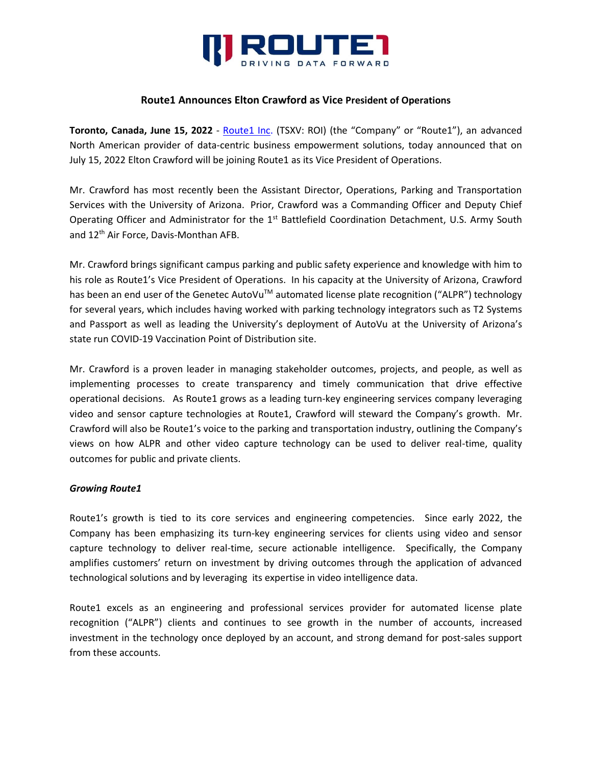# Route1 Announces Elton Crawford as Vice President of Operations

**Toronto, Canada, June 15, 2022** - Route1 Inc. (TSXV: ROI) (the "Company" or "Route1"), an advanced North American provider of data-centric business empowerment solutions, today announced that on July 15, 2022 Elton Crawford will be joining Route1 as its Vice President of Operations.

Mr. Crawford has most recently been the Assistant Director, Operations, Parking and Transportation Services with the University of Arizona. Prior, Crawford was a Commanding Officer and Deputy Chief Operating Officer and Administrator for the 1st Battlefield Coordination Detachment, U.S. Army South and 12th Air Force, Davis-Monthan AFB.

Mr. Crawford brings significant campus parking and public safety experience and knowledge with him to his role as Route1's Vice President of Operations. In his capacity at the University of Arizona, Crawford has been an end user of the Genetec AutoVu™ automated license plate recognition ("ALPR") technology for several years, which includes having worked with parking technology integrators such as T2 Systems and Passport as well as leading the University's deployment of AutoVu at the University of Arizona's state run COVID-19 Vaccination Point of Distribution site.

Mr. Crawford is a proven leader in managing stakeholder outcomes, projects, and people, as well as implementing processes to create transparency and timely communication that drive effective operational decisions. As Route1 grows as a leading turn-key engineering services company leveraging video and sensor capture technologies at Route1, Crawford will steward the Company's growth. Mr. Crawford will also be Route1's voice to the parking and transportation industry, outlining the Company's views on how ALPR and other video capture technology can be used to deliver real-time, quality outcomes for public and private clients.

***Growing Route1***

Route1's growth is tied to its core services and engineering competencies. Since early 2022, the Company has been emphasizing its turn-key engineering services for clients using video and sensor capture technology to deliver real-time, secure actionable intelligence. Specifically, the Company amplifies customers' return on investment by driving outcomes through the application of advanced technological solutions and by leveraging its expertise in video intelligence data.

Route1 excels as an engineering and professional services provider for automated license plate recognition ("ALPR") clients and continues to see growth in the number of accounts, increased investment in the technology once deployed by an account, and strong demand for post-sales support from these accounts.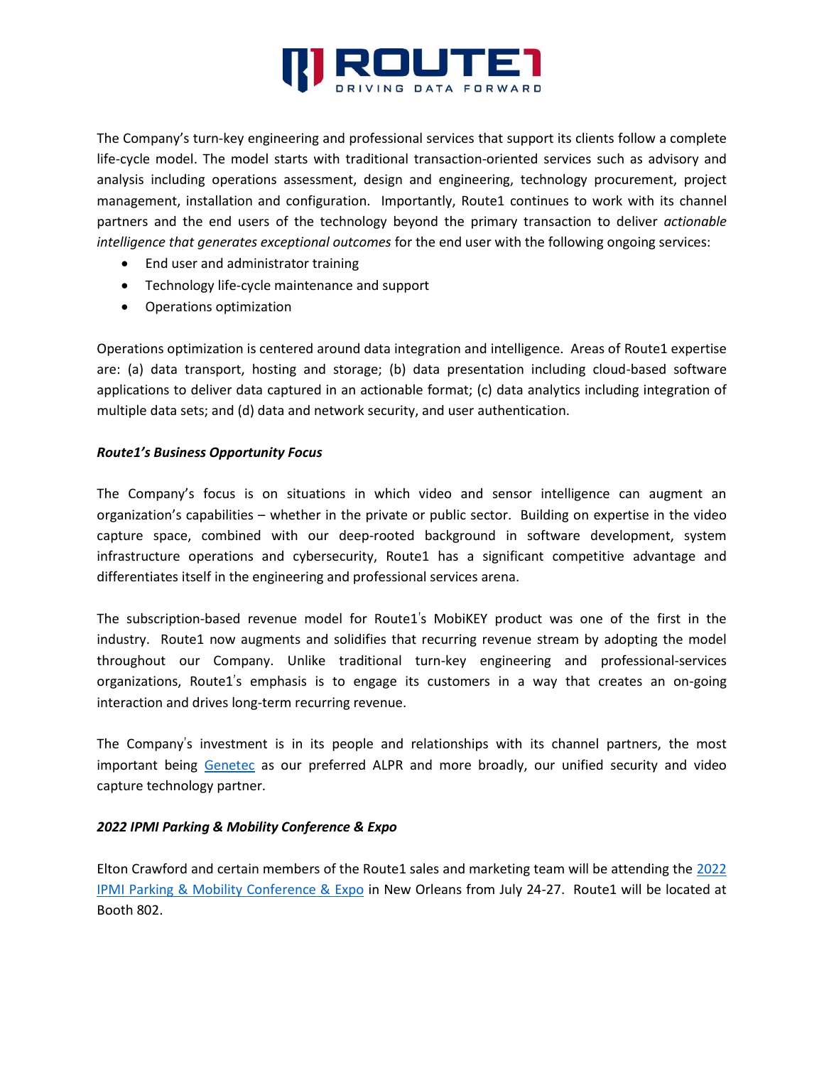The Company's turn-key engineering and professional services that support its clients follow a complete life-cycle model. The model starts with traditional transaction-oriented services such as advisory and analysis including operations assessment, design and engineering, technology procurement, project management, installation and configuration. Importantly, Route1 continues to work with its channel partners and the end users of the technology beyond the primary transaction to deliver *actionable intelligence that generates exceptional outcomes* for the end user with the following ongoing services:

- End user and administrator training
- Technology life-cycle maintenance and support
- Operations optimization

Operations optimization is centered around data integration and intelligence. Areas of Route1 expertise are: (a) data transport, hosting and storage; (b) data presentation including cloud-based software applications to deliver data captured in an actionable format; (c) data analytics including integration of multiple data sets; and (d) data and network security, and user authentication.

***Route1's Business Opportunity Focus***

The Company's focus is on situations in which video and sensor intelligence can augment an organization's capabilities – whether in the private or public sector. Building on expertise in the video capture space, combined with our deep-rooted background in software development, system infrastructure operations and cybersecurity, Route1 has a significant competitive advantage and differentiates itself in the engineering and professional services arena.

The subscription-based revenue model for Route1's MobiKEY product was one of the first in the industry. Route1 now augments and solidifies that recurring revenue stream by adopting the model throughout our Company. Unlike traditional turn-key engineering and professional-services organizations, Route1's emphasis is to engage its customers in a way that creates an on-going interaction and drives long-term recurring revenue.

The Company's investment is in its people and relationships with its channel partners, the most important being Genetec as our preferred ALPR and more broadly, our unified security and video capture technology partner.

***2022 IPMI Parking & Mobility Conference & Expo***

Elton Crawford and certain members of the Route1 sales and marketing team will be attending the 2022 IPMI Parking & Mobility Conference & Expo in New Orleans from July 24-27. Route1 will be located at Booth 802.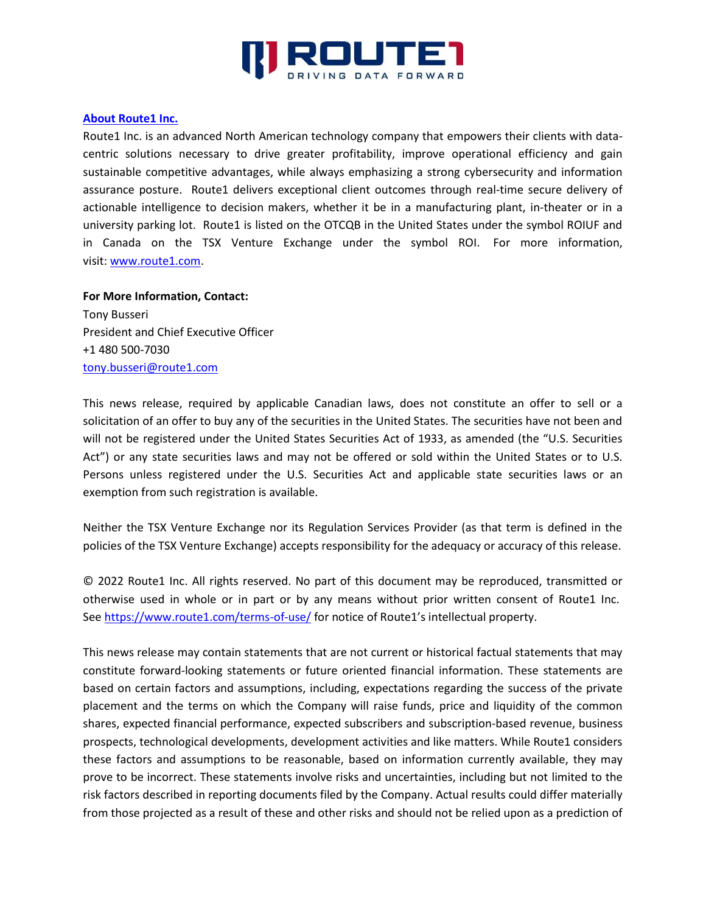**About Route1 Inc.**

Route1 Inc. is an advanced North American technology company that empowers their clients with data-centric solutions necessary to drive greater profitability, improve operational efficiency and gain sustainable competitive advantages, while always emphasizing a strong cybersecurity and information assurance posture. Route1 delivers exceptional client outcomes through real-time secure delivery of actionable intelligence to decision makers, whether it be in a manufacturing plant, in-theater or in a university parking lot. Route1 is listed on the OTCQB in the United States under the symbol ROIUF and in Canada on the TSX Venture Exchange under the symbol ROI. For more information, visit: www.route1.com.

**For More Information, Contact:**

Tony Busseri
President and Chief Executive Officer
+1 480 500-7030
tony.busseri@route1.com

This news release, required by applicable Canadian laws, does not constitute an offer to sell or a solicitation of an offer to buy any of the securities in the United States. The securities have not been and will not be registered under the United States Securities Act of 1933, as amended (the "U.S. Securities Act") or any state securities laws and may not be offered or sold within the United States or to U.S. Persons unless registered under the U.S. Securities Act and applicable state securities laws or an exemption from such registration is available.

Neither the TSX Venture Exchange nor its Regulation Services Provider (as that term is defined in the policies of the TSX Venture Exchange) accepts responsibility for the adequacy or accuracy of this release.

© 2022 Route1 Inc. All rights reserved. No part of this document may be reproduced, transmitted or otherwise used in whole or in part or by any means without prior written consent of Route1 Inc. See https://www.route1.com/terms-of-use/ for notice of Route1's intellectual property.

This news release may contain statements that are not current or historical factual statements that may constitute forward-looking statements or future oriented financial information. These statements are based on certain factors and assumptions, including, expectations regarding the success of the private placement and the terms on which the Company will raise funds, price and liquidity of the common shares, expected financial performance, expected subscribers and subscription-based revenue, business prospects, technological developments, development activities and like matters. While Route1 considers these factors and assumptions to be reasonable, based on information currently available, they may prove to be incorrect. These statements involve risks and uncertainties, including but not limited to the risk factors described in reporting documents filed by the Company. Actual results could differ materially from those projected as a result of these and other risks and should not be relied upon as a prediction of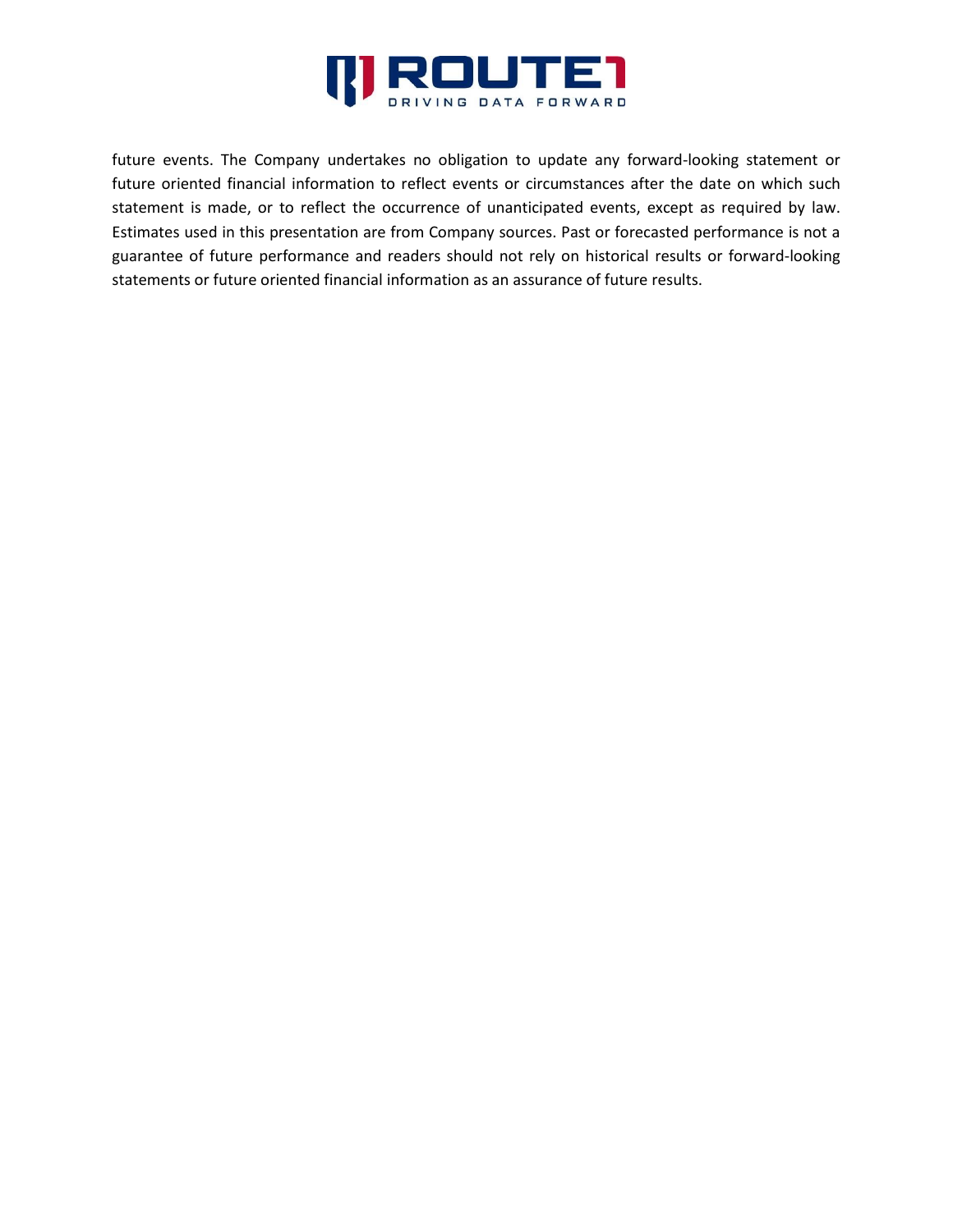future events. The Company undertakes no obligation to update any forward-looking statement or future oriented financial information to reflect events or circumstances after the date on which such statement is made, or to reflect the occurrence of unanticipated events, except as required by law. Estimates used in this presentation are from Company sources. Past or forecasted performance is not a guarantee of future performance and readers should not rely on historical results or forward-looking statements or future oriented financial information as an assurance of future results.